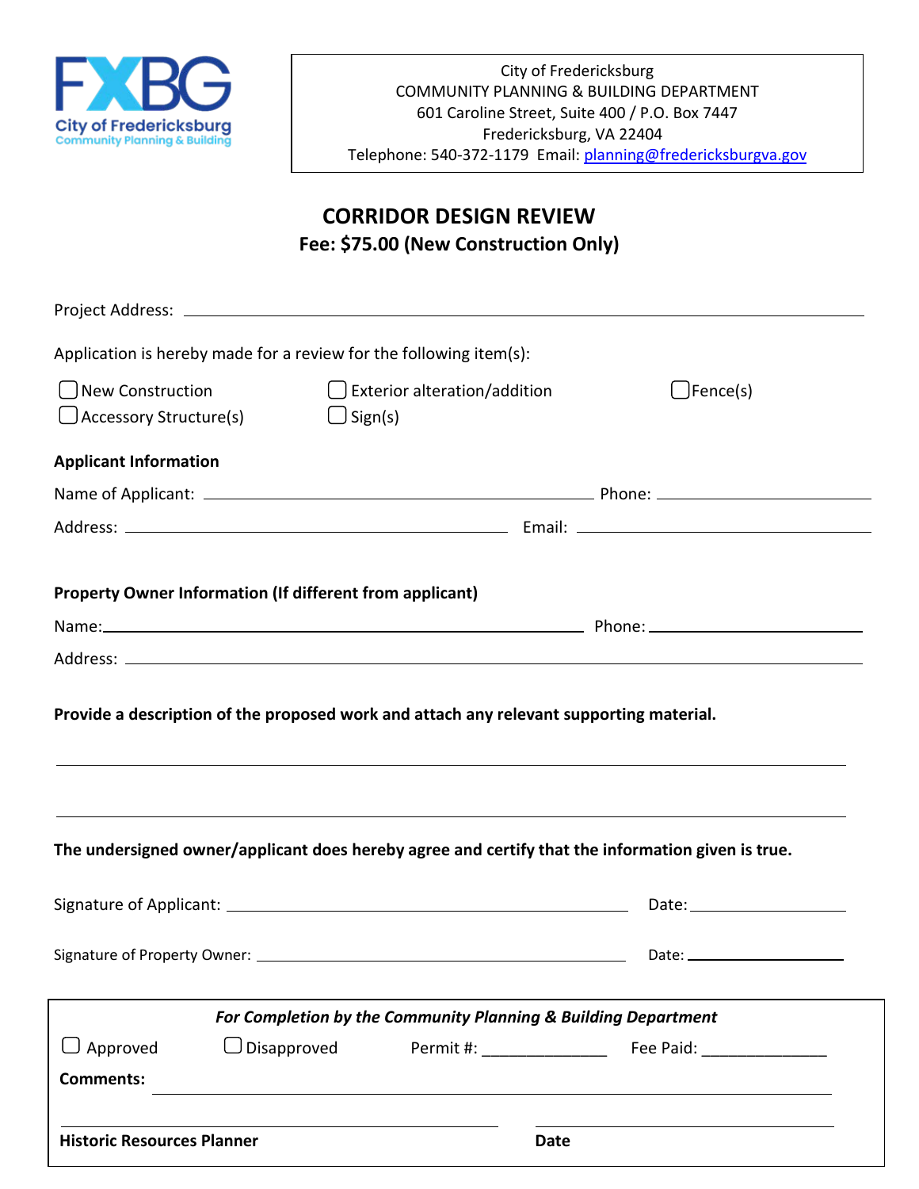FXBG
City of Fredericksburg
Community Planning & Building

City of Fredericksburg
COMMUNITY PLANNING & BUILDING DEPARTMENT
601 Caroline Street, Suite 400 / P.O. Box 7447
Fredericksburg, VA 22404
Telephone: 540-372-1179 Email: planning@fredericksburgva.gov

# CORRIDOR DESIGN REVIEW

**Fee: $75.00 (New Construction Only)**

Project Address: ____________________________________________

Application is hereby made for a review for the following item(s):

- ☐ New Construction
- ☐ Exterior alteration/addition
- ☐ Fence(s)
- ☐ Accessory Structure(s)
- ☐ Sign(s)

**Applicant Information**

Name of Applicant: ______________________________ Phone: ____________________

Address: ______________________________ Email: ____________________

**Property Owner Information (If different from applicant)**

Name: ______________________________ Phone: ____________________

Address: ____________________________________________

**Provide a description of the proposed work and attach any relevant supporting material.**

____________________________________________

____________________________________________

**The undersigned owner/applicant does hereby agree and certify that the information given is true.**

Signature of Applicant: ______________________________ Date: ____________

Signature of Property Owner: ______________________________ Date: ____________

***For Completion by the Community Planning & Building Department***

☐ Approved ☐ Disapproved Permit #: ______________ Fee Paid: ______________

**Comments:** ____________________________________________

______________________________ ______________________________

**Historic Resources Planner** **Date**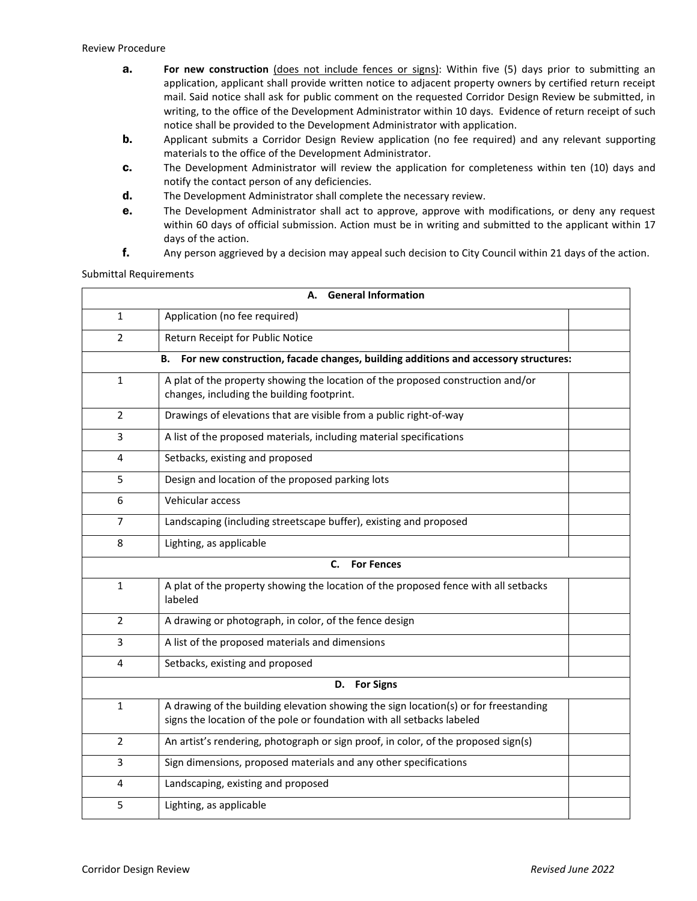Review Procedure

- **a.** **For new construction** (does not include fences or signs): Within five (5) days prior to submitting an application, applicant shall provide written notice to adjacent property owners by certified return receipt mail. Said notice shall ask for public comment on the requested Corridor Design Review be submitted, in writing, to the office of the Development Administrator within 10 days. Evidence of return receipt of such notice shall be provided to the Development Administrator with application.
- **b.** Applicant submits a Corridor Design Review application (no fee required) and any relevant supporting materials to the office of the Development Administrator.
- **c.** The Development Administrator will review the application for completeness within ten (10) days and notify the contact person of any deficiencies.
- **d.** The Development Administrator shall complete the necessary review.
- **e.** The Development Administrator shall act to approve, approve with modifications, or deny any request within 60 days of official submission. Action must be in writing and submitted to the applicant within 17 days of the action.
- **f.** Any person aggrieved by a decision may appeal such decision to City Council within 21 days of the action.

Submittal Requirements

| **A. General Information** | | |
|---|---|---|
| 1 | Application (no fee required) | |
| 2 | Return Receipt for Public Notice | |
| **B. For new construction, facade changes, building additions and accessory structures:** | | |
| 1 | A plat of the property showing the location of the proposed construction and/or changes, including the building footprint. | |
| 2 | Drawings of elevations that are visible from a public right-of-way | |
| 3 | A list of the proposed materials, including material specifications | |
| 4 | Setbacks, existing and proposed | |
| 5 | Design and location of the proposed parking lots | |
| 6 | Vehicular access | |
| 7 | Landscaping (including streetscape buffer), existing and proposed | |
| 8 | Lighting, as applicable | |
| **C. For Fences** | | |
| 1 | A plat of the property showing the location of the proposed fence with all setbacks labeled | |
| 2 | A drawing or photograph, in color, of the fence design | |
| 3 | A list of the proposed materials and dimensions | |
| 4 | Setbacks, existing and proposed | |
| **D. For Signs** | | |
| 1 | A drawing of the building elevation showing the sign location(s) or for freestanding signs the location of the pole or foundation with all setbacks labeled | |
| 2 | An artist's rendering, photograph or sign proof, in color, of the proposed sign(s) | |
| 3 | Sign dimensions, proposed materials and any other specifications | |
| 4 | Landscaping, existing and proposed | |
| 5 | Lighting, as applicable | |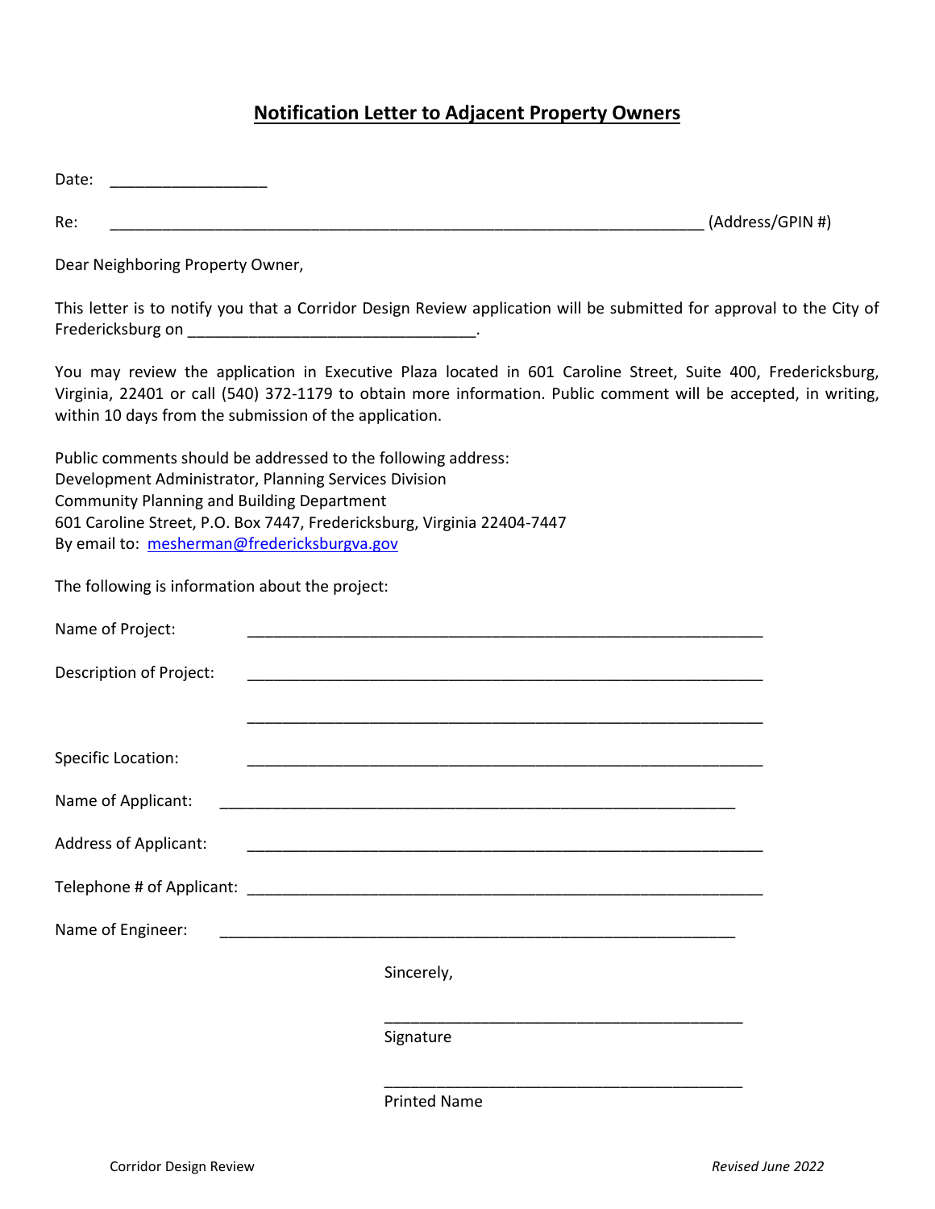# Notification Letter to Adjacent Property Owners

Date: __________________

Re: ____________________________________________________________________ (Address/GPIN #)

Dear Neighboring Property Owner,

This letter is to notify you that a Corridor Design Review application will be submitted for approval to the City of Fredericksburg on _________________________________.

You may review the application in Executive Plaza located in 601 Caroline Street, Suite 400, Fredericksburg, Virginia, 22401 or call (540) 372-1179 to obtain more information. Public comment will be accepted, in writing, within 10 days from the submission of the application.

Public comments should be addressed to the following address:
Development Administrator, Planning Services Division
Community Planning and Building Department
601 Caroline Street, P.O. Box 7447, Fredericksburg, Virginia 22404-7447
By email to: mesherman@fredericksburgva.gov

The following is information about the project:

Name of Project: ___________________________________________________________

Description of Project: ___________________________________________________________

___________________________________________________________

Specific Location: ___________________________________________________________

Name of Applicant: ___________________________________________________________

Address of Applicant: ___________________________________________________________

Telephone # of Applicant: ___________________________________________________________

Name of Engineer: ___________________________________________________________

Sincerely,

_________________________________________
Signature

_________________________________________
Printed Name

Corridor Design Review *Revised June 2022*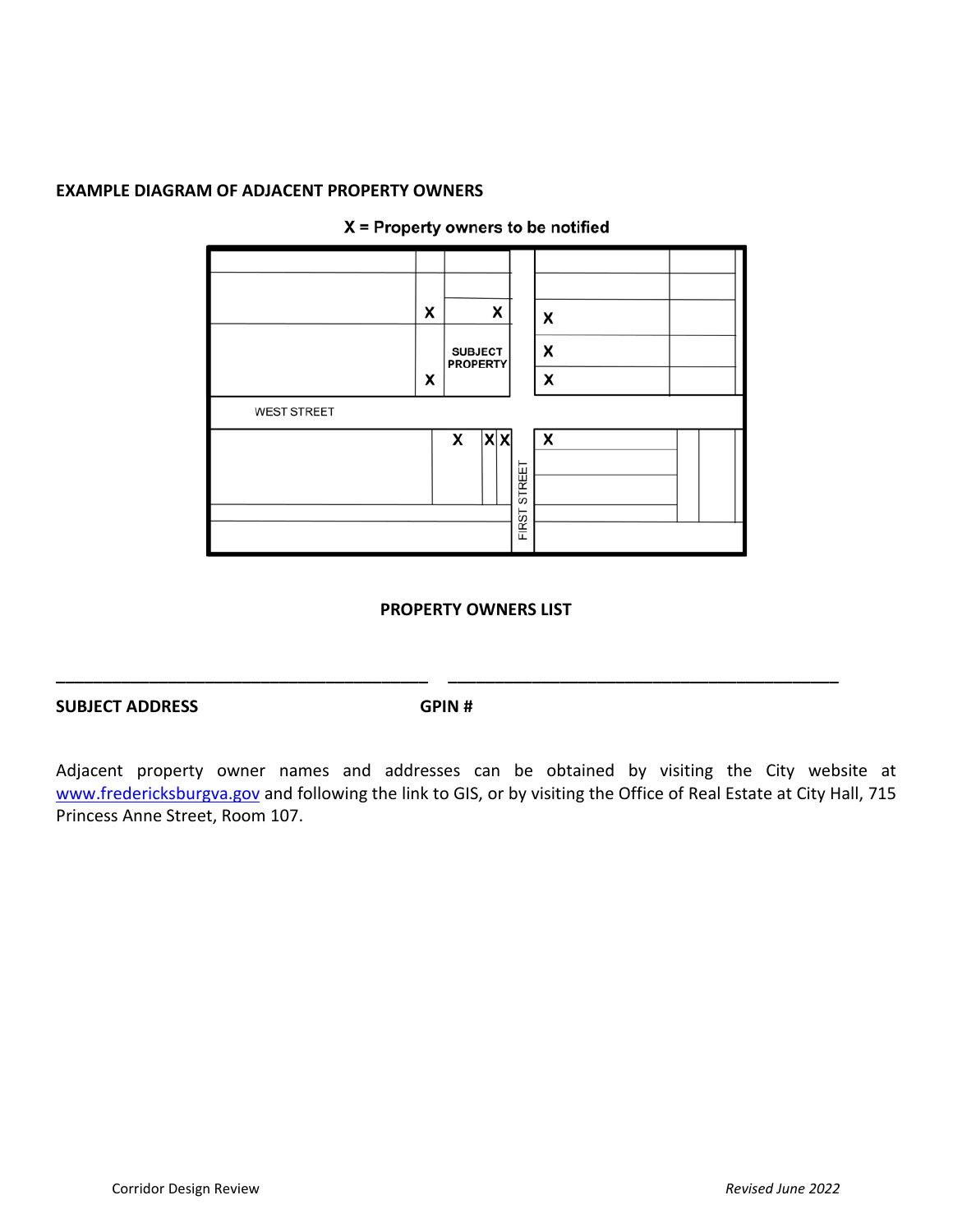**EXAMPLE DIAGRAM OF ADJACENT PROPERTY OWNERS**

X = Property owners to be notified

SUBJECT PROPERTY

WEST STREET

FIRST STREET

**PROPERTY OWNERS LIST**

\_\_\_\_\_\_\_\_\_\_\_\_\_\_\_\_\_\_\_\_\_\_\_\_\_\_\_\_\_\_\_\_\_\_\_\_\_\_\_\_ \_\_\_\_\_\_\_\_\_\_\_\_\_\_\_\_\_\_\_\_\_\_\_\_\_\_\_\_\_\_\_\_\_\_\_\_\_\_\_\_

**SUBJECT ADDRESS** **GPIN #**

Adjacent property owner names and addresses can be obtained by visiting the City website at www.fredericksburgva.gov and following the link to GIS, or by visiting the Office of Real Estate at City Hall, 715 Princess Anne Street, Room 107.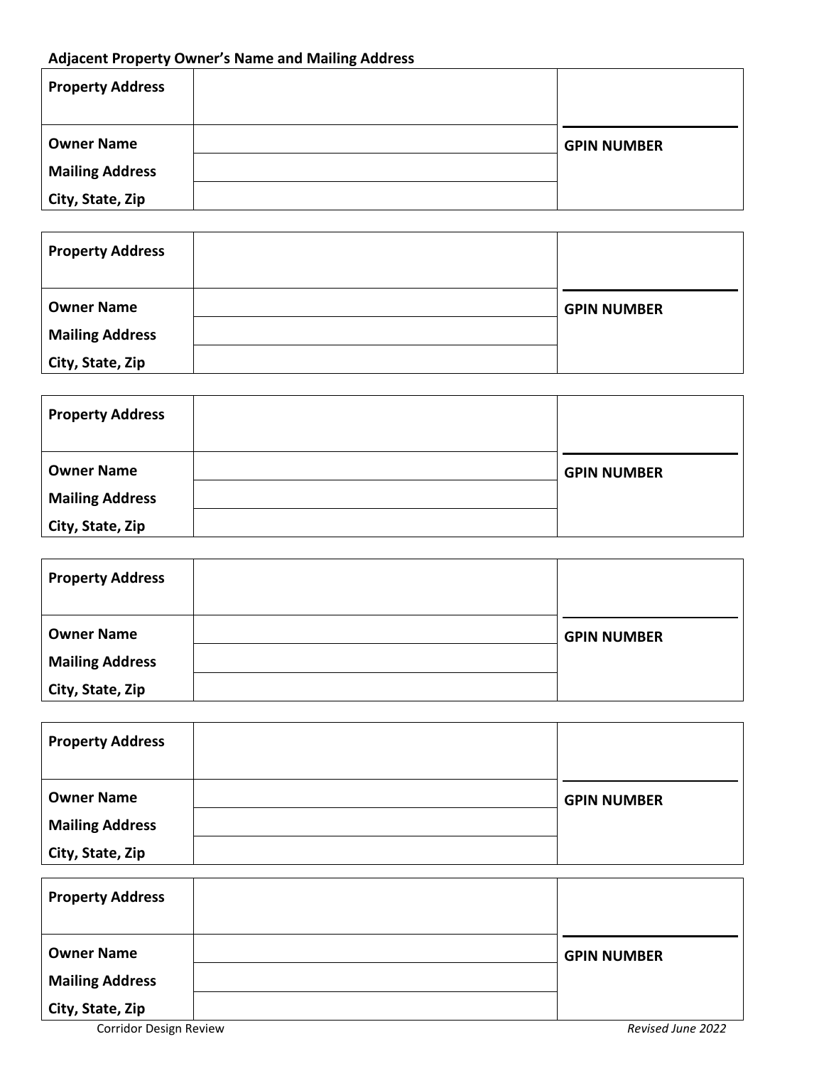**Adjacent Property Owner's Name and Mailing Address**

| | | |
|---|---|---|
| **Property Address** | | |
| **Owner Name** | | **GPIN NUMBER** |
| **Mailing Address** | | |
| **City, State, Zip** | | |

| | | |
|---|---|---|
| **Property Address** | | |
| **Owner Name** | | **GPIN NUMBER** |
| **Mailing Address** | | |
| **City, State, Zip** | | |

| | | |
|---|---|---|
| **Property Address** | | |
| **Owner Name** | | **GPIN NUMBER** |
| **Mailing Address** | | |
| **City, State, Zip** | | |

| | | |
|---|---|---|
| **Property Address** | | |
| **Owner Name** | | **GPIN NUMBER** |
| **Mailing Address** | | |
| **City, State, Zip** | | |

| | | |
|---|---|---|
| **Property Address** | | |
| **Owner Name** | | **GPIN NUMBER** |
| **Mailing Address** | | |
| **City, State, Zip** | | |

| | | |
|---|---|---|
| **Property Address** | | |
| **Owner Name** | | **GPIN NUMBER** |
| **Mailing Address** | | |
| **City, State, Zip** | | |

Corridor Design Review *Revised June 2022*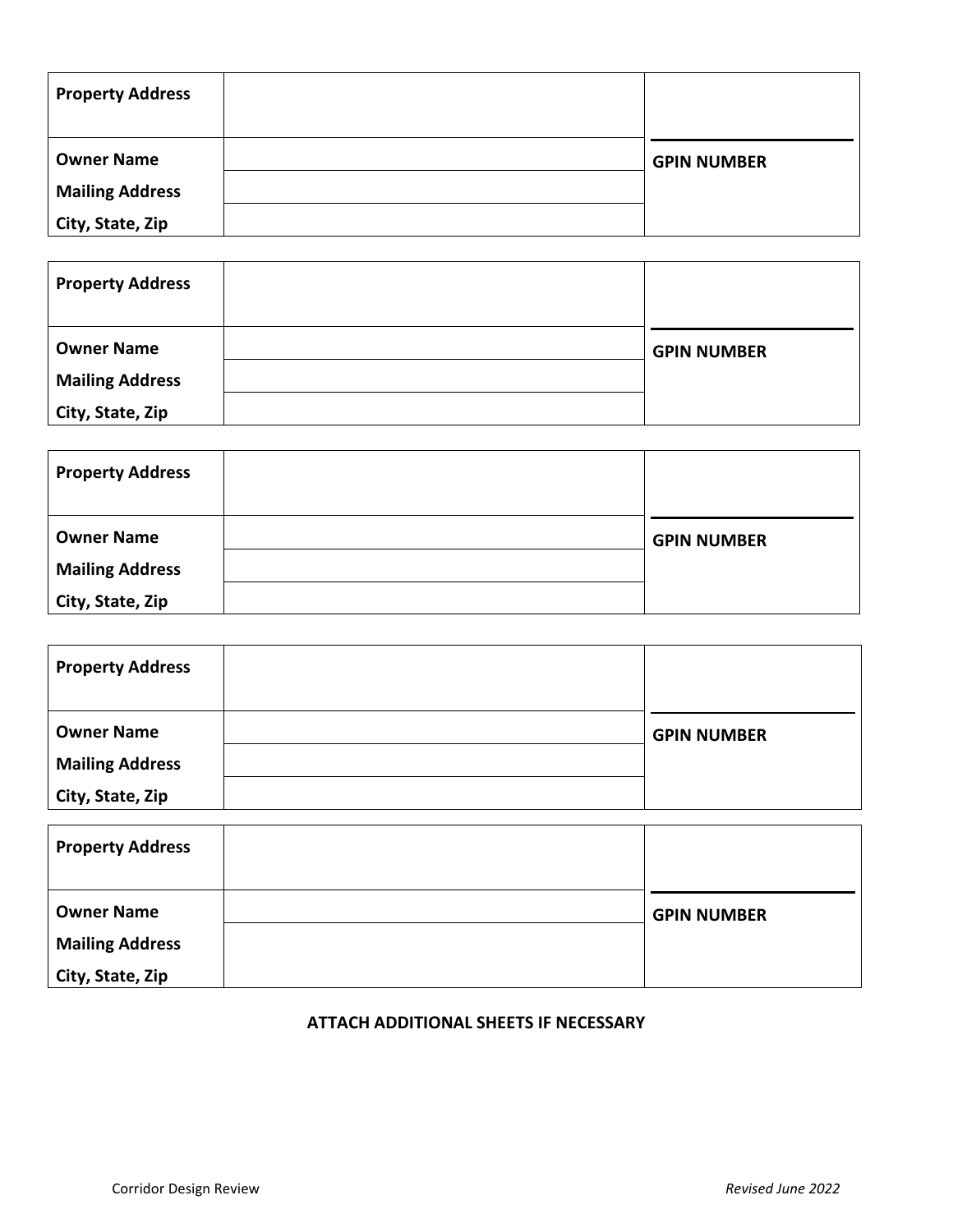| Property Address | | |
|---|---|---|
| Owner Name | | GPIN NUMBER |
| Mailing Address | | |
| City, State, Zip | | |

| Property Address | | |
|---|---|---|
| Owner Name | | GPIN NUMBER |
| Mailing Address | | |
| City, State, Zip | | |

| Property Address | | |
|---|---|---|
| Owner Name | | GPIN NUMBER |
| Mailing Address | | |
| City, State, Zip | | |

| Property Address | | |
|---|---|---|
| Owner Name | | GPIN NUMBER |
| Mailing Address | | |
| City, State, Zip | | |

| Property Address | | |
|---|---|---|
| Owner Name | | GPIN NUMBER |
| Mailing Address | | |
| City, State, Zip | | |

**ATTACH ADDITIONAL SHEETS IF NECESSARY**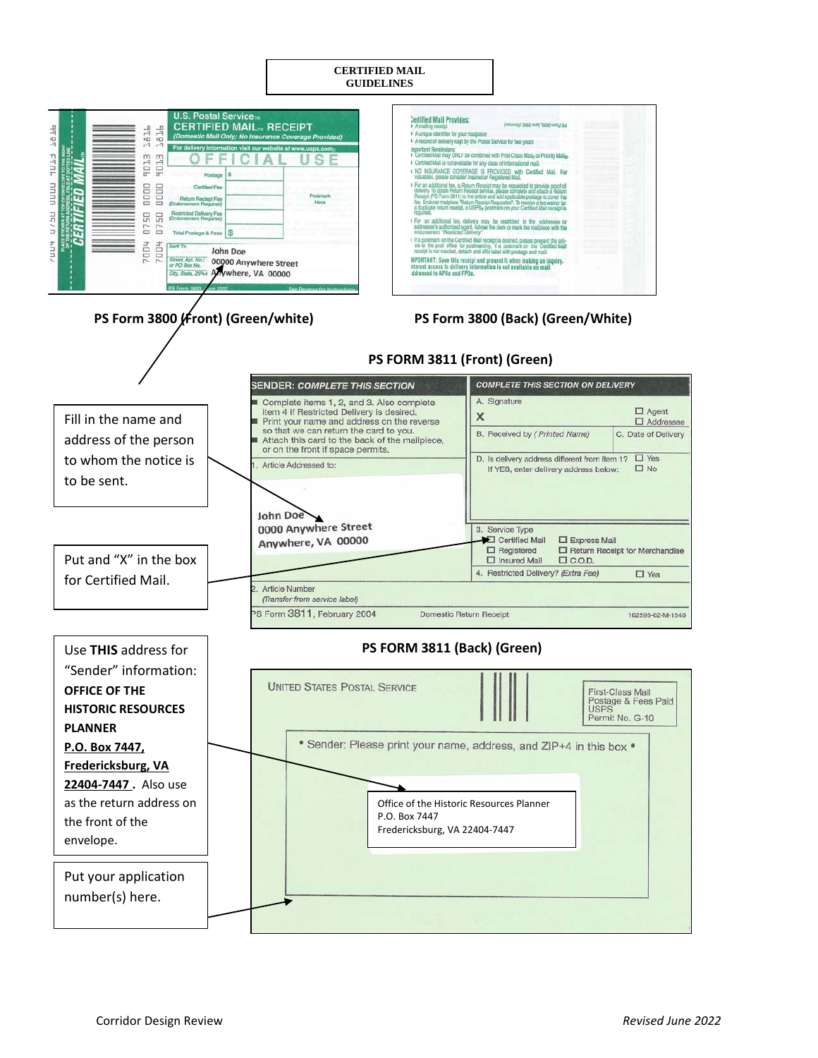# CERTIFIED MAIL GUIDELINES

**PS Form 3800 (Front) (Green/white)**

U.S. Postal Service™
CERTIFIED MAIL™ RECEIPT
(Domestic Mail Only; No Insurance Coverage Provided)
For delivery information visit our website at www.usps.com®
OFFICIAL USE

Postage $
Certified Fee
Return Receipt Fee (Endorsement Required)
Restricted Delivery Fee (Endorsement Required)
Total Postage & Fees $
Postmark Here

Sent To: John Doe
Street, Apt. No.; or PO Box No.: 00000 Anywhere Street
City, State, ZIP+4: Anywhere, VA 00000

PS Form 3800, June 2002 — See Reverse for Instructions

7004 0750 0000 9013 1616

**PS Form 3800 (Back) (Green/White)**

**PS FORM 3811 (Front) (Green)**

SENDER: COMPLETE THIS SECTION

- Complete items 1, 2, and 3. Also complete item 4 if Restricted Delivery is desired.
- Print your name and address on the reverse so that we can return the card to you.
- Attach this card to the back of the mailpiece, or on the front if space permits.

1. Article Addressed to:

John Doe
0000 Anywhere Street
Anywhere, VA 00000

2. Article Number
(Transfer from service label)

COMPLETE THIS SECTION ON DELIVERY

A. Signature
X ☐ Agent ☐ Addressee
B. Received by (Printed Name) C. Date of Delivery
D. Is delivery address different from item 1? ☐ Yes
If YES, enter delivery address below: ☐ No

3. Service Type
☒ Certified Mail ☐ Express Mail
☐ Registered ☐ Return Receipt for Merchandise
☐ Insured Mail ☐ C.O.D.
4. Restricted Delivery? (Extra Fee) ☐ Yes

PS Form 3811, February 2004 Domestic Return Receipt 102595-02-M-1540

**PS FORM 3811 (Back) (Green)**

UNITED STATES POSTAL SERVICE

First-Class Mail
Postage & Fees Paid
USPS
Permit No. G-10

• Sender: Please print your name, address, and ZIP+4 in this box •

Office of the Historic Resources Planner
P.O. Box 7447
Fredericksburg, VA 22404-7447

Fill in the name and address of the person to whom the notice is to be sent.

Put and "X" in the box for Certified Mail.

Use **THIS** address for "Sender" information: **OFFICE OF THE HISTORIC RESOURCES PLANNER** **P.O. Box 7447, Fredericksburg, VA 22404-7447**. Also use as the return address on the front of the envelope.

Put your application number(s) here.